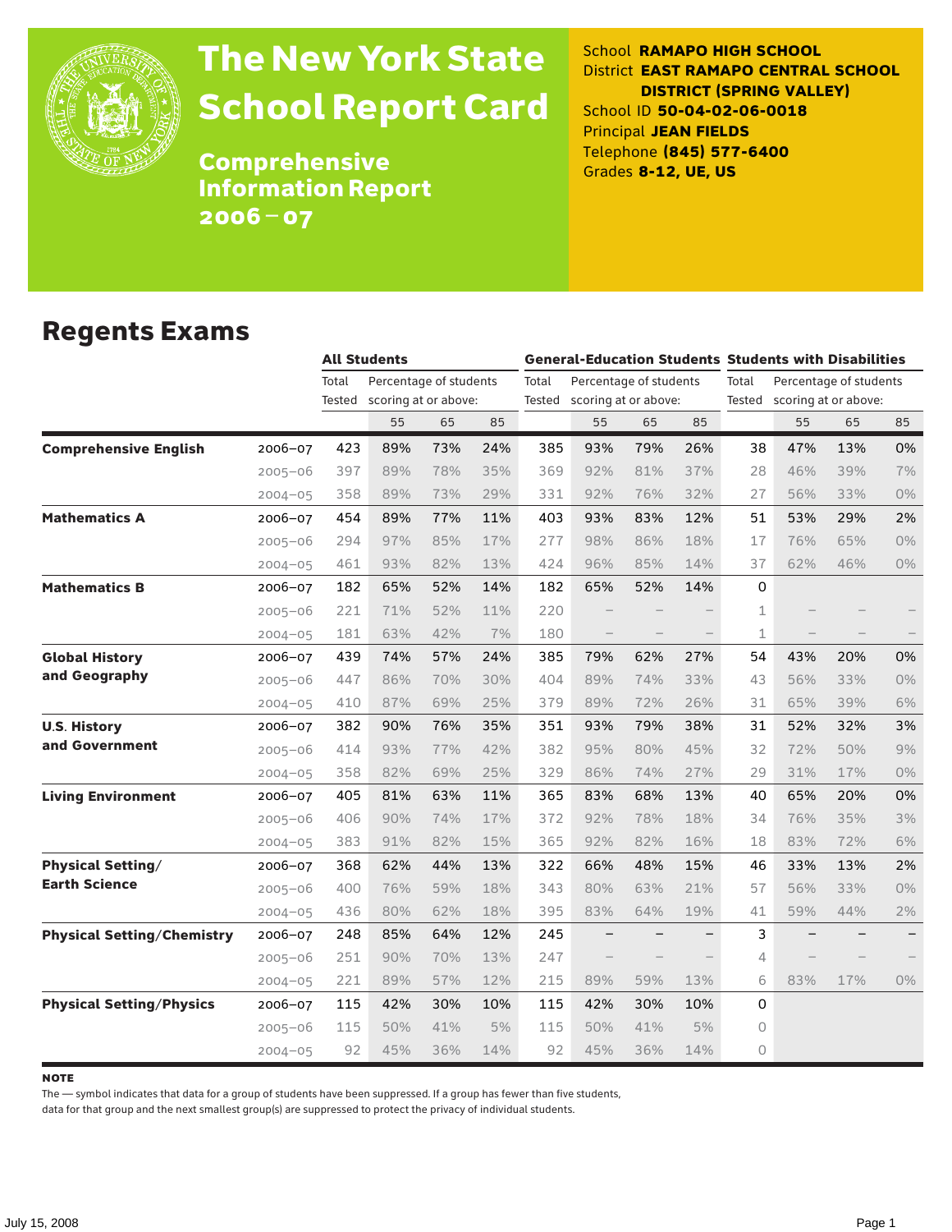# The New York State School Report Card

## Comprehensive Information Report 2006 – 07

School **RAMAPO HIGH SCHOOL**
District **EAST RAMAPO CENTRAL SCHOOL DISTRICT (SPRING VALLEY)**
School ID **50-04-02-06-0018**
Principal **JEAN FIELDS**
Telephone **(845) 577-6400**
Grades **8-12, UE, US**

## Regents Exams

| | | All Students | | | | General-Education Students | | | | Students with Disabilities | | | |
|---|---|---|---|---|---|---|---|---|---|---|---|---|---|
| | | Total Tested | Percentage of students scoring at or above: | | | Total Tested | Percentage of students scoring at or above: | | | Total Tested | Percentage of students scoring at or above: | | |
| | | | 55 | 65 | 85 | | 55 | 65 | 85 | | 55 | 65 | 85 |
| **Comprehensive English** | 2006–07 | 423 | 89% | 73% | 24% | 385 | 93% | 79% | 26% | 38 | 47% | 13% | 0% |
| | 2005–06 | 397 | 89% | 78% | 35% | 369 | 92% | 81% | 37% | 28 | 46% | 39% | 7% |
| | 2004–05 | 358 | 89% | 73% | 29% | 331 | 92% | 76% | 32% | 27 | 56% | 33% | 0% |
| **Mathematics A** | 2006–07 | 454 | 89% | 77% | 11% | 403 | 93% | 83% | 12% | 51 | 53% | 29% | 2% |
| | 2005–06 | 294 | 97% | 85% | 17% | 277 | 98% | 86% | 18% | 17 | 76% | 65% | 0% |
| | 2004–05 | 461 | 93% | 82% | 13% | 424 | 96% | 85% | 14% | 37 | 62% | 46% | 0% |
| **Mathematics B** | 2006–07 | 182 | 65% | 52% | 14% | 182 | 65% | 52% | 14% | 0 | | | |
| | 2005–06 | 221 | 71% | 52% | 11% | 220 | – | – | – | 1 | – | – | – |
| | 2004–05 | 181 | 63% | 42% | 7% | 180 | – | – | – | 1 | – | – | – |
| **Global History and Geography** | 2006–07 | 439 | 74% | 57% | 24% | 385 | 79% | 62% | 27% | 54 | 43% | 20% | 0% |
| | 2005–06 | 447 | 86% | 70% | 30% | 404 | 89% | 74% | 33% | 43 | 56% | 33% | 0% |
| | 2004–05 | 410 | 87% | 69% | 25% | 379 | 89% | 72% | 26% | 31 | 65% | 39% | 6% |
| **U.S. History and Government** | 2006–07 | 382 | 90% | 76% | 35% | 351 | 93% | 79% | 38% | 31 | 52% | 32% | 3% |
| | 2005–06 | 414 | 93% | 77% | 42% | 382 | 95% | 80% | 45% | 32 | 72% | 50% | 9% |
| | 2004–05 | 358 | 82% | 69% | 25% | 329 | 86% | 74% | 27% | 29 | 31% | 17% | 0% |
| **Living Environment** | 2006–07 | 405 | 81% | 63% | 11% | 365 | 83% | 68% | 13% | 40 | 65% | 20% | 0% |
| | 2005–06 | 406 | 90% | 74% | 17% | 372 | 92% | 78% | 18% | 34 | 76% | 35% | 3% |
| | 2004–05 | 383 | 91% | 82% | 15% | 365 | 92% | 82% | 16% | 18 | 83% | 72% | 6% |
| **Physical Setting/ Earth Science** | 2006–07 | 368 | 62% | 44% | 13% | 322 | 66% | 48% | 15% | 46 | 33% | 13% | 2% |
| | 2005–06 | 400 | 76% | 59% | 18% | 343 | 80% | 63% | 21% | 57 | 56% | 33% | 0% |
| | 2004–05 | 436 | 80% | 62% | 18% | 395 | 83% | 64% | 19% | 41 | 59% | 44% | 2% |
| **Physical Setting/Chemistry** | 2006–07 | 248 | 85% | 64% | 12% | 245 | – | – | – | 3 | – | – | – |
| | 2005–06 | 251 | 90% | 70% | 13% | 247 | – | – | – | 4 | – | – | – |
| | 2004–05 | 221 | 89% | 57% | 12% | 215 | 89% | 59% | 13% | 6 | 83% | 17% | 0% |
| **Physical Setting/Physics** | 2006–07 | 115 | 42% | 30% | 10% | 115 | 42% | 30% | 10% | 0 | | | |
| | 2005–06 | 115 | 50% | 41% | 5% | 115 | 50% | 41% | 5% | 0 | | | |
| | 2004–05 | 92 | 45% | 36% | 14% | 92 | 45% | 36% | 14% | 0 | | | |

**NOTE**

The — symbol indicates that data for a group of students have been suppressed. If a group has fewer than five students, data for that group and the next smallest group(s) are suppressed to protect the privacy of individual students.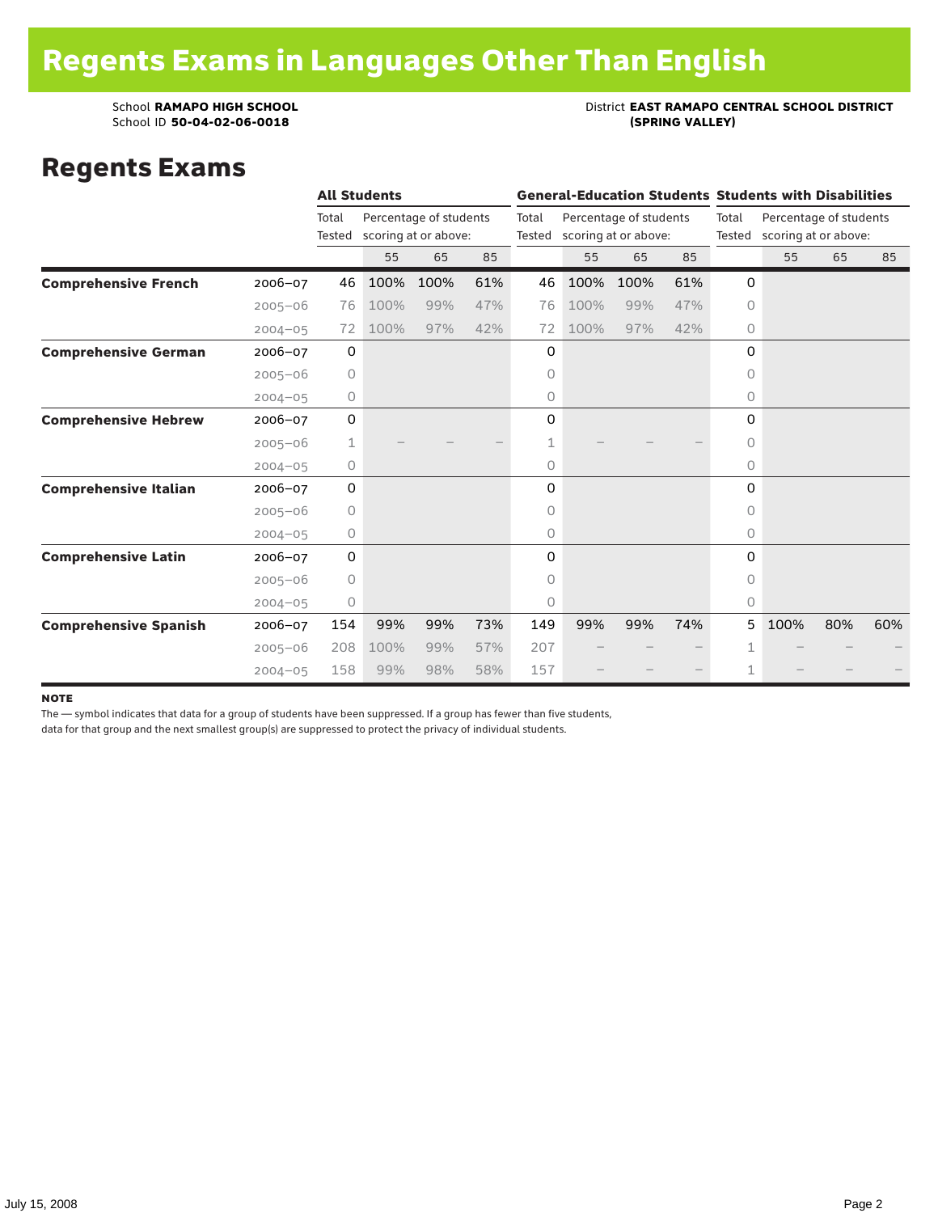# Regents Exams in Languages Other Than English

School **RAMAPO HIGH SCHOOL**
School ID **50-04-02-06-0018**

District **EAST RAMAPO CENTRAL SCHOOL DISTRICT (SPRING VALLEY)**

## Regents Exams

| | | All Students | | | | General-Education Students | | | | Students with Disabilities | | | |
|---|---|---|---|---|---|---|---|---|---|---|---|---|---|
| | | Total Tested | Percentage of students scoring at or above: | | | Total Tested | Percentage of students scoring at or above: | | | Total Tested | Percentage of students scoring at or above: | | |
| | | | 55 | 65 | 85 | | 55 | 65 | 85 | | 55 | 65 | 85 |
| **Comprehensive French** | 2006–07 | 46 | 100% | 100% | 61% | 46 | 100% | 100% | 61% | 0 | | | |
| | 2005–06 | 76 | 100% | 99% | 47% | 76 | 100% | 99% | 47% | 0 | | | |
| | 2004–05 | 72 | 100% | 97% | 42% | 72 | 100% | 97% | 42% | 0 | | | |
| **Comprehensive German** | 2006–07 | 0 | | | | 0 | | | | 0 | | | |
| | 2005–06 | 0 | | | | 0 | | | | 0 | | | |
| | 2004–05 | 0 | | | | 0 | | | | 0 | | | |
| **Comprehensive Hebrew** | 2006–07 | 0 | | | | 0 | | | | 0 | | | |
| | 2005–06 | 1 | – | – | – | 1 | – | – | – | 0 | | | |
| | 2004–05 | 0 | | | | 0 | | | | 0 | | | |
| **Comprehensive Italian** | 2006–07 | 0 | | | | 0 | | | | 0 | | | |
| | 2005–06 | 0 | | | | 0 | | | | 0 | | | |
| | 2004–05 | 0 | | | | 0 | | | | 0 | | | |
| **Comprehensive Latin** | 2006–07 | 0 | | | | 0 | | | | 0 | | | |
| | 2005–06 | 0 | | | | 0 | | | | 0 | | | |
| | 2004–05 | 0 | | | | 0 | | | | 0 | | | |
| **Comprehensive Spanish** | 2006–07 | 154 | 99% | 99% | 73% | 149 | 99% | 99% | 74% | 5 | 100% | 80% | 60% |
| | 2005–06 | 208 | 100% | 99% | 57% | 207 | – | – | – | 1 | – | – | – |
| | 2004–05 | 158 | 99% | 98% | 58% | 157 | – | – | – | 1 | – | – | – |

**NOTE**

The — symbol indicates that data for a group of students have been suppressed. If a group has fewer than five students, data for that group and the next smallest group(s) are suppressed to protect the privacy of individual students.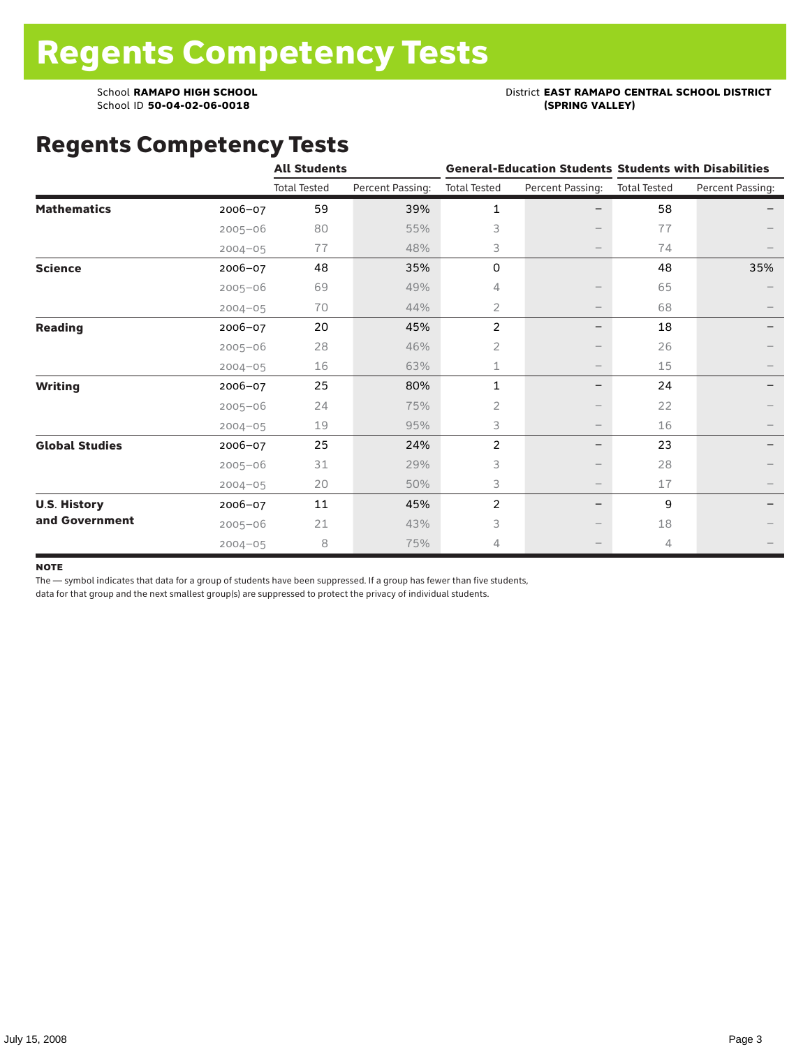# Regents Competency Tests

School **RAMAPO HIGH SCHOOL**
School ID **50-04-02-06-0018**

District **EAST RAMAPO CENTRAL SCHOOL DISTRICT (SPRING VALLEY)**

## Regents Competency Tests

| | | All Students | | General-Education Students | | Students with Disabilities | |
|---|---|---|---|---|---|---|---|
| | | Total Tested | Percent Passing: | Total Tested | Percent Passing: | Total Tested | Percent Passing: |
| **Mathematics** | 2006–07 | 59 | 39% | 1 | – | 58 | – |
| | 2005–06 | 80 | 55% | 3 | – | 77 | – |
| | 2004–05 | 77 | 48% | 3 | – | 74 | – |
| **Science** | 2006–07 | 48 | 35% | 0 | | 48 | 35% |
| | 2005–06 | 69 | 49% | 4 | – | 65 | – |
| | 2004–05 | 70 | 44% | 2 | – | 68 | – |
| **Reading** | 2006–07 | 20 | 45% | 2 | – | 18 | – |
| | 2005–06 | 28 | 46% | 2 | – | 26 | – |
| | 2004–05 | 16 | 63% | 1 | – | 15 | – |
| **Writing** | 2006–07 | 25 | 80% | 1 | – | 24 | – |
| | 2005–06 | 24 | 75% | 2 | – | 22 | – |
| | 2004–05 | 19 | 95% | 3 | – | 16 | – |
| **Global Studies** | 2006–07 | 25 | 24% | 2 | – | 23 | – |
| | 2005–06 | 31 | 29% | 3 | – | 28 | – |
| | 2004–05 | 20 | 50% | 3 | – | 17 | – |
| **U.S. History and Government** | 2006–07 | 11 | 45% | 2 | – | 9 | – |
| | 2005–06 | 21 | 43% | 3 | – | 18 | – |
| | 2004–05 | 8 | 75% | 4 | – | 4 | – |

**NOTE**

The — symbol indicates that data for a group of students have been suppressed. If a group has fewer than five students, data for that group and the next smallest group(s) are suppressed to protect the privacy of individual students.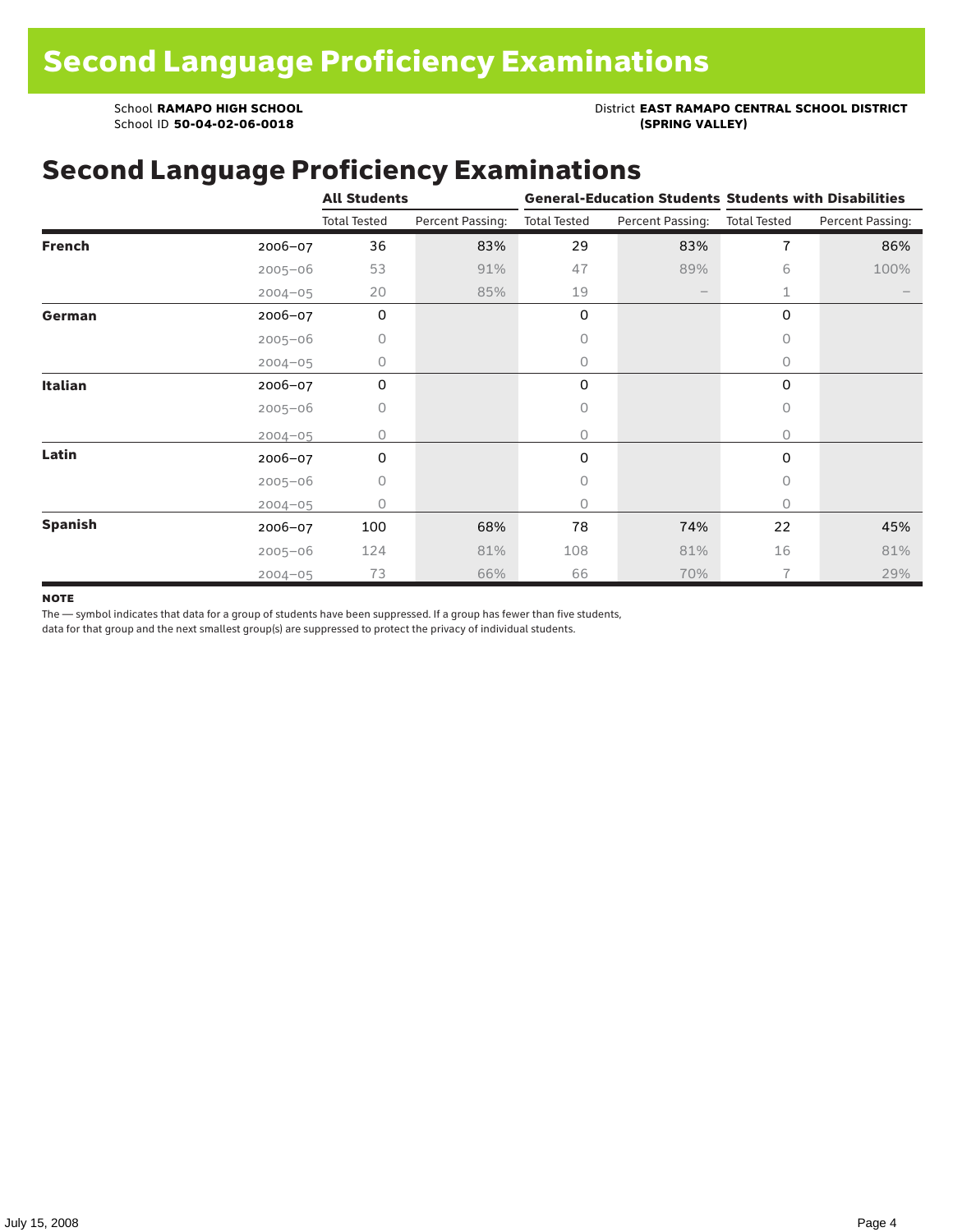# Second Language Proficiency Examinations

School **RAMAPO HIGH SCHOOL**
School ID **50-04-02-06-0018**

District **EAST RAMAPO CENTRAL SCHOOL DISTRICT (SPRING VALLEY)**

## Second Language Proficiency Examinations

| | | All Students | | General-Education Students | | Students with Disabilities | |
|---|---|---|---|---|---|---|---|
| | | Total Tested | Percent Passing: | Total Tested | Percent Passing: | Total Tested | Percent Passing: |
| **French** | 2006–07 | 36 | 83% | 29 | 83% | 7 | 86% |
| | 2005–06 | 53 | 91% | 47 | 89% | 6 | 100% |
| | 2004–05 | 20 | 85% | 19 | – | 1 | – |
| **German** | 2006–07 | 0 | | 0 | | 0 | |
| | 2005–06 | 0 | | 0 | | 0 | |
| | 2004–05 | 0 | | 0 | | 0 | |
| **Italian** | 2006–07 | 0 | | 0 | | 0 | |
| | 2005–06 | 0 | | 0 | | 0 | |
| | 2004–05 | 0 | | 0 | | 0 | |
| **Latin** | 2006–07 | 0 | | 0 | | 0 | |
| | 2005–06 | 0 | | 0 | | 0 | |
| | 2004–05 | 0 | | 0 | | 0 | |
| **Spanish** | 2006–07 | 100 | 68% | 78 | 74% | 22 | 45% |
| | 2005–06 | 124 | 81% | 108 | 81% | 16 | 81% |
| | 2004–05 | 73 | 66% | 66 | 70% | 7 | 29% |

**NOTE**

The — symbol indicates that data for a group of students have been suppressed. If a group has fewer than five students, data for that group and the next smallest group(s) are suppressed to protect the privacy of individual students.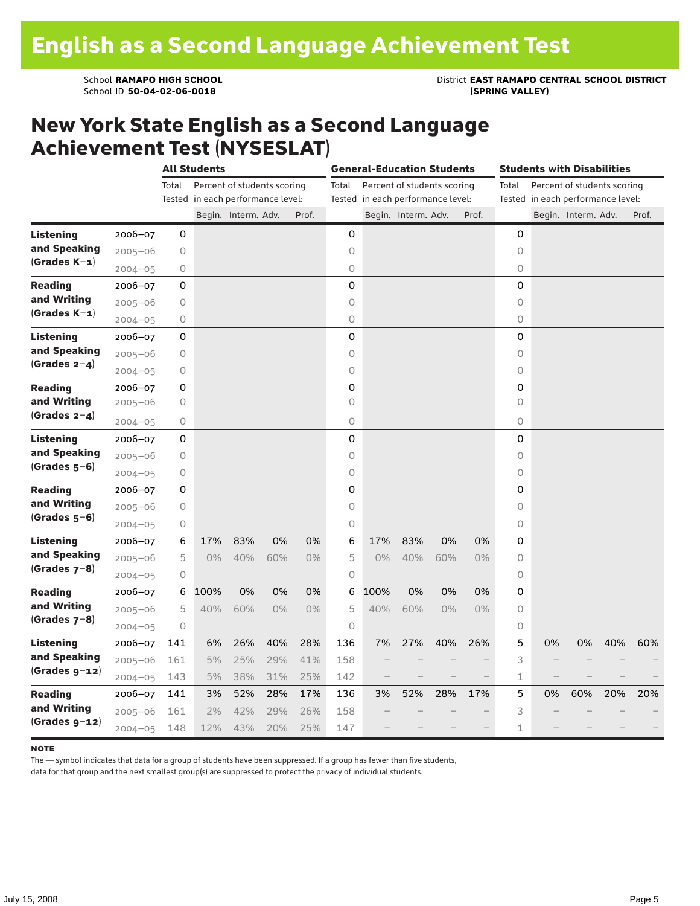# English as a Second Language Achievement Test

School **RAMAPO HIGH SCHOOL**
School ID **50-04-02-06-0018**

District **EAST RAMAPO CENTRAL SCHOOL DISTRICT (SPRING VALLEY)**

## New York State English as a Second Language Achievement Test (NYSESLAT)

| | | All Students | | | | | General-Education Students | | | | | Students with Disabilities | | | | |
|---|---|---|---|---|---|---|---|---|---|---|---|---|---|---|---|---|
| | | Total Tested | Percent of students scoring in each performance level: | | | | Total Tested | Percent of students scoring in each performance level: | | | | Total Tested | Percent of students scoring in each performance level: | | | |
| | | | Begin. | Interm. | Adv. | Prof. | | Begin. | Interm. | Adv. | Prof. | | Begin. | Interm. | Adv. | Prof. |
| **Listening and Speaking (Grades K–1)** | 2006–07 | 0 | | | | | 0 | | | | | 0 | | | | |
| | 2005–06 | 0 | | | | | 0 | | | | | 0 | | | | |
| | 2004–05 | 0 | | | | | 0 | | | | | 0 | | | | |
| **Reading and Writing (Grades K–1)** | 2006–07 | 0 | | | | | 0 | | | | | 0 | | | | |
| | 2005–06 | 0 | | | | | 0 | | | | | 0 | | | | |
| | 2004–05 | 0 | | | | | 0 | | | | | 0 | | | | |
| **Listening and Speaking (Grades 2–4)** | 2006–07 | 0 | | | | | 0 | | | | | 0 | | | | |
| | 2005–06 | 0 | | | | | 0 | | | | | 0 | | | | |
| | 2004–05 | 0 | | | | | 0 | | | | | 0 | | | | |
| **Reading and Writing (Grades 2–4)** | 2006–07 | 0 | | | | | 0 | | | | | 0 | | | | |
| | 2005–06 | 0 | | | | | 0 | | | | | 0 | | | | |
| | 2004–05 | 0 | | | | | 0 | | | | | 0 | | | | |
| **Listening and Speaking (Grades 5–6)** | 2006–07 | 0 | | | | | 0 | | | | | 0 | | | | |
| | 2005–06 | 0 | | | | | 0 | | | | | 0 | | | | |
| | 2004–05 | 0 | | | | | 0 | | | | | 0 | | | | |
| **Reading and Writing (Grades 5–6)** | 2006–07 | 0 | | | | | 0 | | | | | 0 | | | | |
| | 2005–06 | 0 | | | | | 0 | | | | | 0 | | | | |
| | 2004–05 | 0 | | | | | 0 | | | | | 0 | | | | |
| **Listening and Speaking (Grades 7–8)** | 2006–07 | 6 | 17% | 83% | 0% | 0% | 6 | 17% | 83% | 0% | 0% | 0 | | | | |
| | 2005–06 | 5 | 0% | 40% | 60% | 0% | 5 | 0% | 40% | 60% | 0% | 0 | | | | |
| | 2004–05 | 0 | | | | | 0 | | | | | 0 | | | | |
| **Reading and Writing (Grades 7–8)** | 2006–07 | 6 | 100% | 0% | 0% | 0% | 6 | 100% | 0% | 0% | 0% | 0 | | | | |
| | 2005–06 | 5 | 40% | 60% | 0% | 0% | 5 | 40% | 60% | 0% | 0% | 0 | | | | |
| | 2004–05 | 0 | | | | | 0 | | | | | 0 | | | | |
| **Listening and Speaking (Grades 9–12)** | 2006–07 | 141 | 6% | 26% | 40% | 28% | 136 | 7% | 27% | 40% | 26% | 5 | 0% | 0% | 40% | 60% |
| | 2005–06 | 161 | 5% | 25% | 29% | 41% | 158 | – | – | – | – | 3 | – | – | – | – |
| | 2004–05 | 143 | 5% | 38% | 31% | 25% | 142 | – | – | – | – | 1 | – | – | – | – |
| **Reading and Writing (Grades 9–12)** | 2006–07 | 141 | 3% | 52% | 28% | 17% | 136 | 3% | 52% | 28% | 17% | 5 | 0% | 60% | 20% | 20% |
| | 2005–06 | 161 | 2% | 42% | 29% | 26% | 158 | – | – | – | – | 3 | – | – | – | – |
| | 2004–05 | 148 | 12% | 43% | 20% | 25% | 147 | – | – | – | – | 1 | – | – | – | – |

**NOTE**

The — symbol indicates that data for a group of students have been suppressed. If a group has fewer than five students, data for that group and the next smallest group(s) are suppressed to protect the privacy of individual students.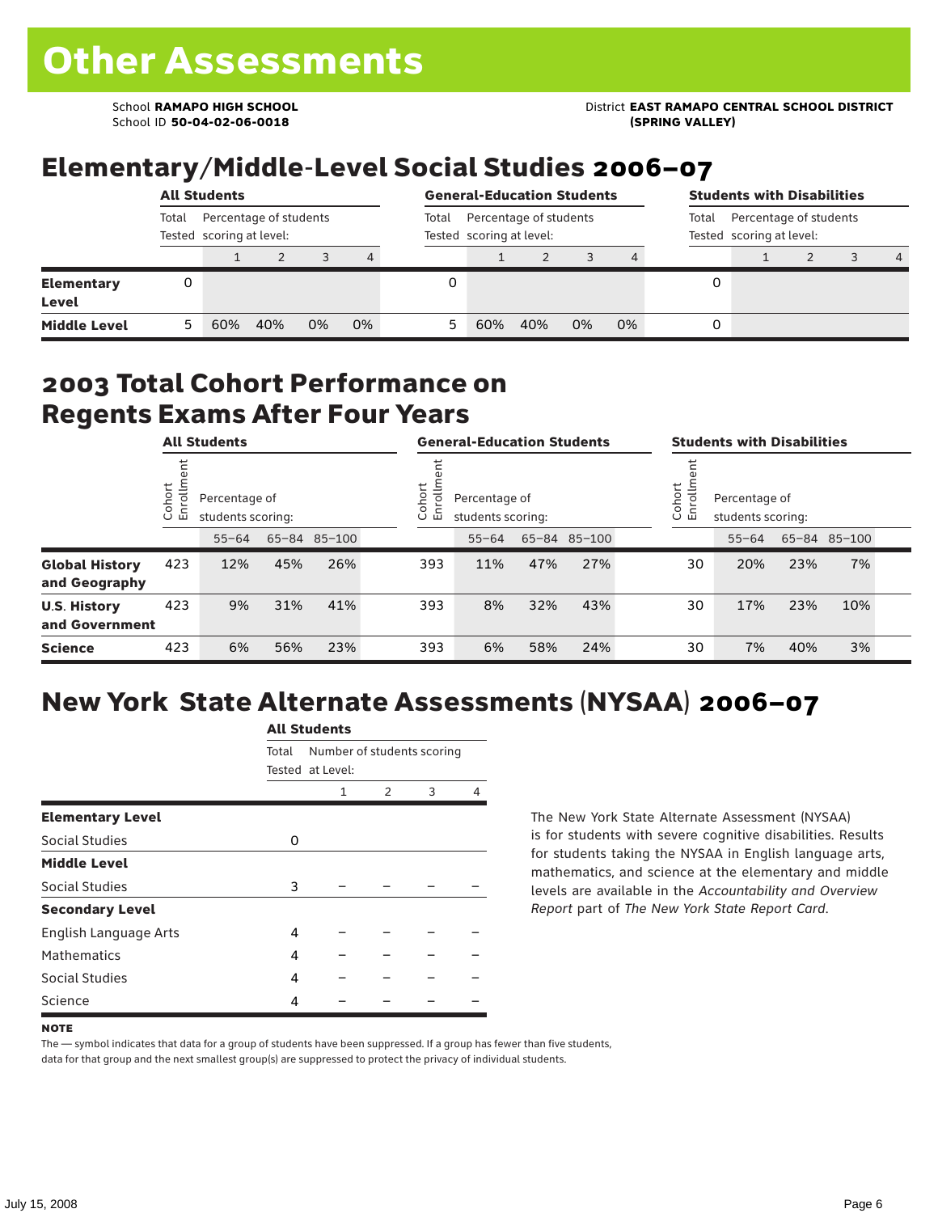# Other Assessments

School **RAMAPO HIGH SCHOOL**
School ID **50-04-02-06-0018**

District **EAST RAMAPO CENTRAL SCHOOL DISTRICT (SPRING VALLEY)**

## Elementary/Middle-Level Social Studies 2006–07

| | All Students | | | | | General-Education Students | | | | | Students with Disabilities | | | | |
|---|---|---|---|---|---|---|---|---|---|---|---|---|---|---|---|
| | Total Tested | Percentage of students scoring at level: | | | | Total Tested | Percentage of students scoring at level: | | | | Total Tested | Percentage of students scoring at level: | | | |
| | | 1 | 2 | 3 | 4 | | 1 | 2 | 3 | 4 | | 1 | 2 | 3 | 4 |
| **Elementary Level** | 0 | | | | | 0 | | | | | 0 | | | | |
| **Middle Level** | 5 | 60% | 40% | 0% | 0% | 5 | 60% | 40% | 0% | 0% | 0 | | | | |

## 2003 Total Cohort Performance on Regents Exams After Four Years

| | All Students | | | | General-Education Students | | | | Students with Disabilities | | | |
|---|---|---|---|---|---|---|---|---|---|---|---|---|
| | Cohort Enrollment | Percentage of students scoring: | | | Cohort Enrollment | Percentage of students scoring: | | | Cohort Enrollment | Percentage of students scoring: | | |
| | | 55–64 | 65–84 | 85–100 | | 55–64 | 65–84 | 85–100 | | 55–64 | 65–84 | 85–100 |
| **Global History and Geography** | 423 | 12% | 45% | 26% | 393 | 11% | 47% | 27% | 30 | 20% | 23% | 7% |
| **U.S. History and Government** | 423 | 9% | 31% | 41% | 393 | 8% | 32% | 43% | 30 | 17% | 23% | 10% |
| **Science** | 423 | 6% | 56% | 23% | 393 | 6% | 58% | 24% | 30 | 7% | 40% | 3% |

## New York State Alternate Assessments (NYSAA) 2006–07

| | All Students | | | | |
|---|---|---|---|---|---|
| | Total Tested | Number of students scoring at Level: | | | |
| | | 1 | 2 | 3 | 4 |
| **Elementary Level** | | | | | |
| Social Studies | 0 | | | | |
| **Middle Level** | | | | | |
| Social Studies | 3 | – | – | – | – |
| **Secondary Level** | | | | | |
| English Language Arts | 4 | – | – | – | – |
| Mathematics | 4 | – | – | – | – |
| Social Studies | 4 | – | – | – | – |
| Science | 4 | – | – | – | – |

The New York State Alternate Assessment (NYSAA) is for students with severe cognitive disabilities. Results for students taking the NYSAA in English language arts, mathematics, and science at the elementary and middle levels are available in the *Accountability and Overview Report* part of *The New York State Report Card*.

**NOTE**

The — symbol indicates that data for a group of students have been suppressed. If a group has fewer than five students, data for that group and the next smallest group(s) are suppressed to protect the privacy of individual students.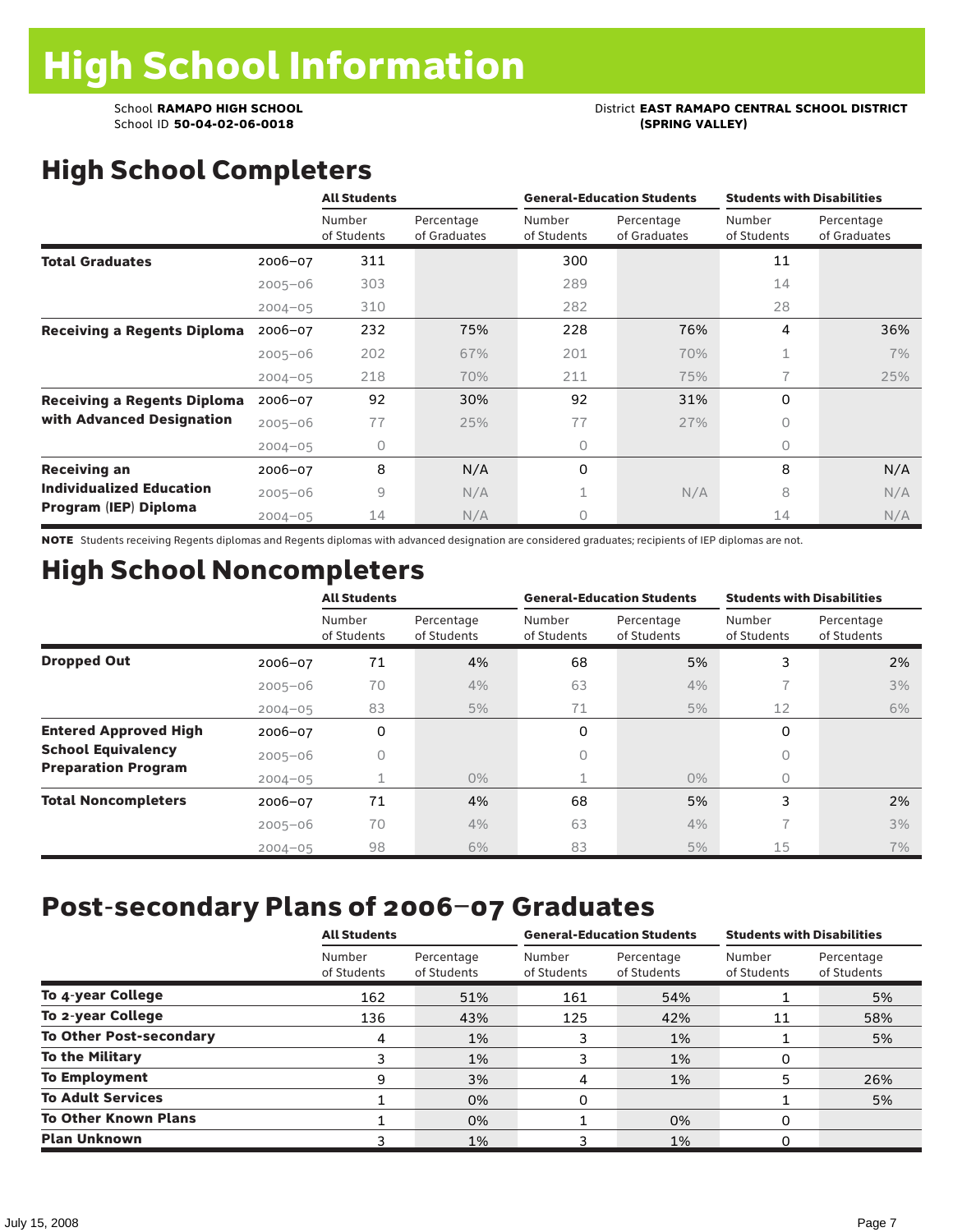# High School Information

School **RAMAPO HIGH SCHOOL**
School ID **50-04-02-06-0018**

District **EAST RAMAPO CENTRAL SCHOOL DISTRICT (SPRING VALLEY)**

## High School Completers

| | | All Students | | General-Education Students | | Students with Disabilities | |
|---|---|---|---|---|---|---|---|
| | | Number of Students | Percentage of Graduates | Number of Students | Percentage of Graduates | Number of Students | Percentage of Graduates |
| **Total Graduates** | 2006–07 | 311 | | 300 | | 11 | |
| | 2005–06 | 303 | | 289 | | 14 | |
| | 2004–05 | 310 | | 282 | | 28 | |
| **Receiving a Regents Diploma** | 2006–07 | 232 | 75% | 228 | 76% | 4 | 36% |
| | 2005–06 | 202 | 67% | 201 | 70% | 1 | 7% |
| | 2004–05 | 218 | 70% | 211 | 75% | 7 | 25% |
| **Receiving a Regents Diploma with Advanced Designation** | 2006–07 | 92 | 30% | 92 | 31% | 0 | |
| | 2005–06 | 77 | 25% | 77 | 27% | 0 | |
| | 2004–05 | 0 | | 0 | | 0 | |
| **Receiving an Individualized Education Program (IEP) Diploma** | 2006–07 | 8 | N/A | 0 | | 8 | N/A |
| | 2005–06 | 9 | N/A | 1 | N/A | 8 | N/A |
| | 2004–05 | 14 | N/A | 0 | | 14 | N/A |

**NOTE** Students receiving Regents diplomas and Regents diplomas with advanced designation are considered graduates; recipients of IEP diplomas are not.

## High School Noncompleters

| | | All Students | | General-Education Students | | Students with Disabilities | |
|---|---|---|---|---|---|---|---|
| | | Number of Students | Percentage of Students | Number of Students | Percentage of Students | Number of Students | Percentage of Students |
| **Dropped Out** | 2006–07 | 71 | 4% | 68 | 5% | 3 | 2% |
| | 2005–06 | 70 | 4% | 63 | 4% | 7 | 3% |
| | 2004–05 | 83 | 5% | 71 | 5% | 12 | 6% |
| **Entered Approved High School Equivalency Preparation Program** | 2006–07 | 0 | | 0 | | 0 | |
| | 2005–06 | 0 | | 0 | | 0 | |
| | 2004–05 | 1 | 0% | 1 | 0% | 0 | |
| **Total Noncompleters** | 2006–07 | 71 | 4% | 68 | 5% | 3 | 2% |
| | 2005–06 | 70 | 4% | 63 | 4% | 7 | 3% |
| | 2004–05 | 98 | 6% | 83 | 5% | 15 | 7% |

## Post-secondary Plans of 2006–07 Graduates

| | All Students | | General-Education Students | | Students with Disabilities | |
|---|---|---|---|---|---|---|
| | Number of Students | Percentage of Students | Number of Students | Percentage of Students | Number of Students | Percentage of Students |
| **To 4-year College** | 162 | 51% | 161 | 54% | 1 | 5% |
| **To 2-year College** | 136 | 43% | 125 | 42% | 11 | 58% |
| **To Other Post-secondary** | 4 | 1% | 3 | 1% | 1 | 5% |
| **To the Military** | 3 | 1% | 3 | 1% | 0 | |
| **To Employment** | 9 | 3% | 4 | 1% | 5 | 26% |
| **To Adult Services** | 1 | 0% | 0 | | 1 | 5% |
| **To Other Known Plans** | 1 | 0% | 1 | 0% | 0 | |
| **Plan Unknown** | 3 | 1% | 3 | 1% | 0 | |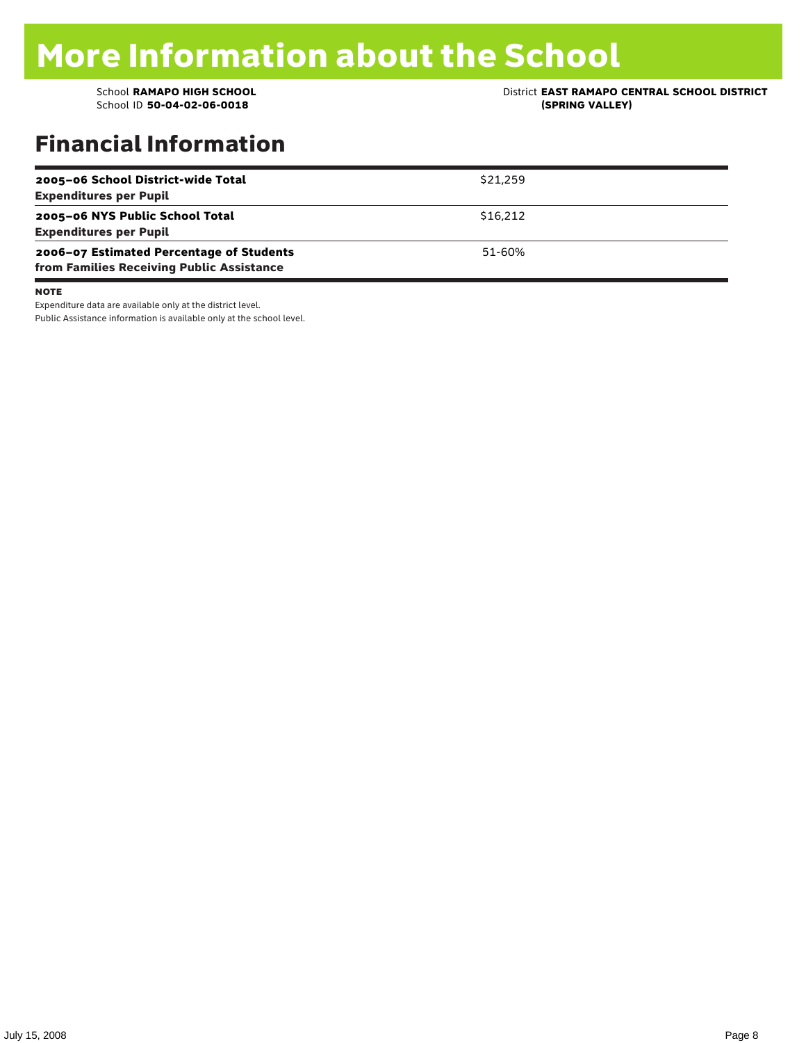# More Information about the School

School **RAMAPO HIGH SCHOOL**
School ID **50-04-02-06-0018**

District **EAST RAMAPO CENTRAL SCHOOL DISTRICT (SPRING VALLEY)**

## Financial Information

| | |
|---|---|
| **2005–06 School District-wide Total Expenditures per Pupil** | $21,259 |
| **2005–06 NYS Public School Total Expenditures per Pupil** | $16,212 |
| **2006–07 Estimated Percentage of Students from Families Receiving Public Assistance** | 51-60% |

**NOTE**

Expenditure data are available only at the district level.

Public Assistance information is available only at the school level.